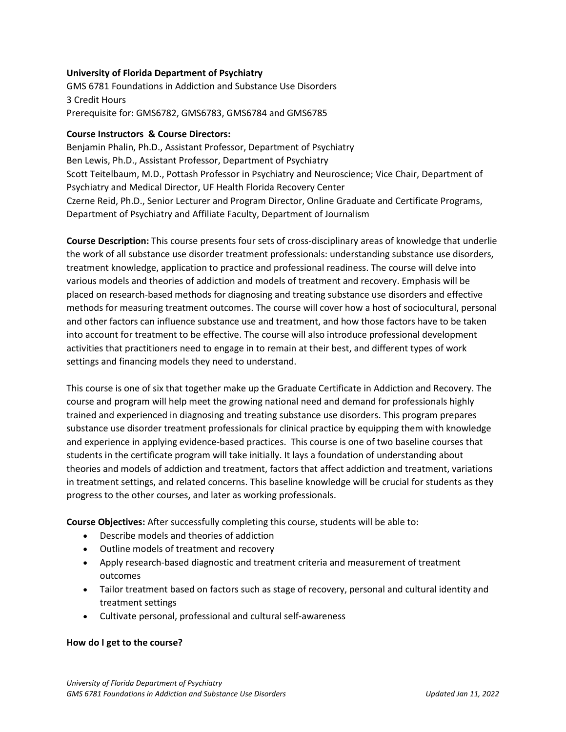**University of Florida Department of Psychiatry**
GMS 6781 Foundations in Addiction and Substance Use Disorders
3 Credit Hours
Prerequisite for: GMS6782, GMS6783, GMS6784 and GMS6785

**Course Instructors & Course Directors:**
Benjamin Phalin, Ph.D., Assistant Professor, Department of Psychiatry
Ben Lewis, Ph.D., Assistant Professor, Department of Psychiatry
Scott Teitelbaum, M.D., Pottash Professor in Psychiatry and Neuroscience; Vice Chair, Department of Psychiatry and Medical Director, UF Health Florida Recovery Center
Czerne Reid, Ph.D., Senior Lecturer and Program Director, Online Graduate and Certificate Programs, Department of Psychiatry and Affiliate Faculty, Department of Journalism

**Course Description:** This course presents four sets of cross-disciplinary areas of knowledge that underlie the work of all substance use disorder treatment professionals: understanding substance use disorders, treatment knowledge, application to practice and professional readiness. The course will delve into various models and theories of addiction and models of treatment and recovery. Emphasis will be placed on research-based methods for diagnosing and treating substance use disorders and effective methods for measuring treatment outcomes. The course will cover how a host of sociocultural, personal and other factors can influence substance use and treatment, and how those factors have to be taken into account for treatment to be effective. The course will also introduce professional development activities that practitioners need to engage in to remain at their best, and different types of work settings and financing models they need to understand.

This course is one of six that together make up the Graduate Certificate in Addiction and Recovery. The course and program will help meet the growing national need and demand for professionals highly trained and experienced in diagnosing and treating substance use disorders. This program prepares substance use disorder treatment professionals for clinical practice by equipping them with knowledge and experience in applying evidence-based practices. This course is one of two baseline courses that students in the certificate program will take initially. It lays a foundation of understanding about theories and models of addiction and treatment, factors that affect addiction and treatment, variations in treatment settings, and related concerns. This baseline knowledge will be crucial for students as they progress to the other courses, and later as working professionals.

**Course Objectives:** After successfully completing this course, students will be able to:

- Describe models and theories of addiction
- Outline models of treatment and recovery
- Apply research-based diagnostic and treatment criteria and measurement of treatment outcomes
- Tailor treatment based on factors such as stage of recovery, personal and cultural identity and treatment settings
- Cultivate personal, professional and cultural self-awareness

**How do I get to the course?**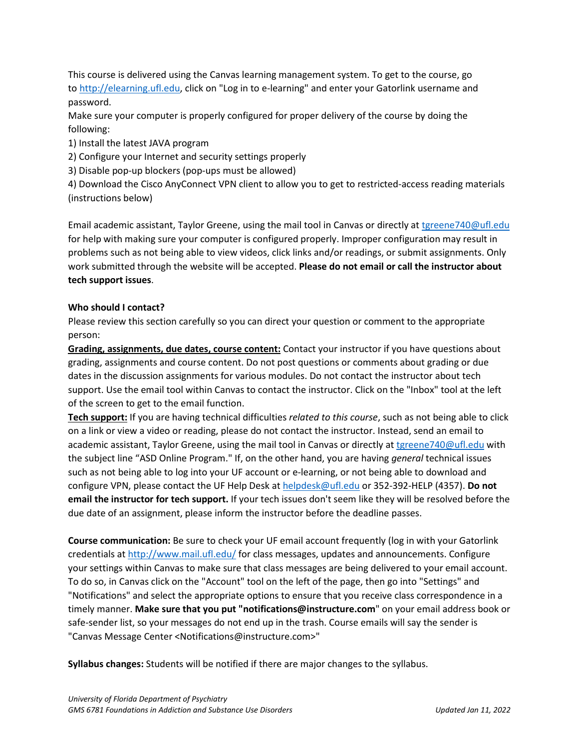This course is delivered using the Canvas learning management system. To get to the course, go to http://elearning.ufl.edu, click on "Log in to e-learning" and enter your Gatorlink username and password.

Make sure your computer is properly configured for proper delivery of the course by doing the following:

1) Install the latest JAVA program
2) Configure your Internet and security settings properly
3) Disable pop-up blockers (pop-ups must be allowed)
4) Download the Cisco AnyConnect VPN client to allow you to get to restricted-access reading materials (instructions below)

Email academic assistant, Taylor Greene, using the mail tool in Canvas or directly at tgreene740@ufl.edu for help with making sure your computer is configured properly. Improper configuration may result in problems such as not being able to view videos, click links and/or readings, or submit assignments. Only work submitted through the website will be accepted. **Please do not email or call the instructor about tech support issues**.

**Who should I contact?**

Please review this section carefully so you can direct your question or comment to the appropriate person:

**Grading, assignments, due dates, course content:** Contact your instructor if you have questions about grading, assignments and course content. Do not post questions or comments about grading or due dates in the discussion assignments for various modules. Do not contact the instructor about tech support. Use the email tool within Canvas to contact the instructor. Click on the "Inbox" tool at the left of the screen to get to the email function.

**Tech support:** If you are having technical difficulties *related to this course*, such as not being able to click on a link or view a video or reading, please do not contact the instructor. Instead, send an email to academic assistant, Taylor Greene, using the mail tool in Canvas or directly at tgreene740@ufl.edu with the subject line "ASD Online Program." If, on the other hand, you are having *general* technical issues such as not being able to log into your UF account or e-learning, or not being able to download and configure VPN, please contact the UF Help Desk at helpdesk@ufl.edu or 352-392-HELP (4357). **Do not email the instructor for tech support.** If your tech issues don't seem like they will be resolved before the due date of an assignment, please inform the instructor before the deadline passes.

**Course communication:** Be sure to check your UF email account frequently (log in with your Gatorlink credentials at http://www.mail.ufl.edu/ for class messages, updates and announcements. Configure your settings within Canvas to make sure that class messages are being delivered to your email account. To do so, in Canvas click on the "Account" tool on the left of the page, then go into "Settings" and "Notifications" and select the appropriate options to ensure that you receive class correspondence in a timely manner. **Make sure that you put "notifications@instructure.com**" on your email address book or safe-sender list, so your messages do not end up in the trash. Course emails will say the sender is "Canvas Message Center <Notifications@instructure.com>"

**Syllabus changes:** Students will be notified if there are major changes to the syllabus.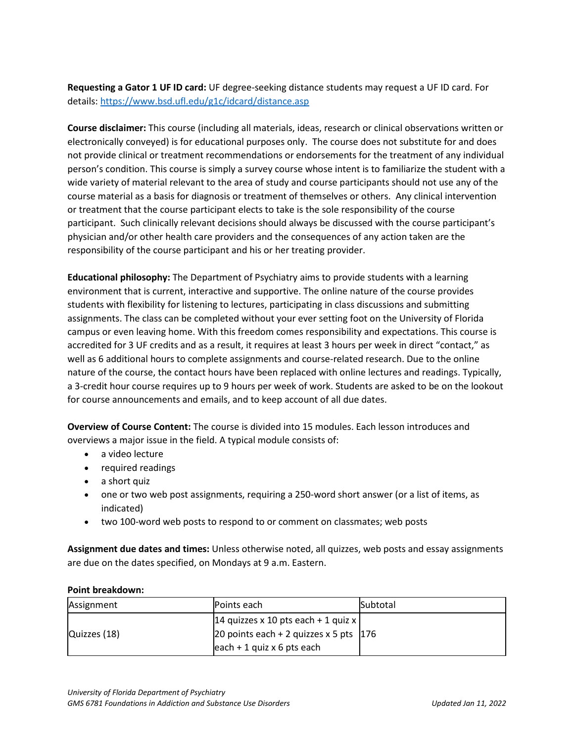**Requesting a Gator 1 UF ID card:** UF degree-seeking distance students may request a UF ID card. For details: [https://www.bsd.ufl.edu/g1c/idcard/distance.asp](https://www.bsd.ufl.edu/g1c/idcard/distance.asp)

**Course disclaimer:** This course (including all materials, ideas, research or clinical observations written or electronically conveyed) is for educational purposes only. The course does not substitute for and does not provide clinical or treatment recommendations or endorsements for the treatment of any individual person's condition. This course is simply a survey course whose intent is to familiarize the student with a wide variety of material relevant to the area of study and course participants should not use any of the course material as a basis for diagnosis or treatment of themselves or others. Any clinical intervention or treatment that the course participant elects to take is the sole responsibility of the course participant. Such clinically relevant decisions should always be discussed with the course participant's physician and/or other health care providers and the consequences of any action taken are the responsibility of the course participant and his or her treating provider.

**Educational philosophy:** The Department of Psychiatry aims to provide students with a learning environment that is current, interactive and supportive. The online nature of the course provides students with flexibility for listening to lectures, participating in class discussions and submitting assignments. The class can be completed without your ever setting foot on the University of Florida campus or even leaving home. With this freedom comes responsibility and expectations. This course is accredited for 3 UF credits and as a result, it requires at least 3 hours per week in direct "contact," as well as 6 additional hours to complete assignments and course-related research. Due to the online nature of the course, the contact hours have been replaced with online lectures and readings. Typically, a 3-credit hour course requires up to 9 hours per week of work. Students are asked to be on the lookout for course announcements and emails, and to keep account of all due dates.

**Overview of Course Content:** The course is divided into 15 modules. Each lesson introduces and overviews a major issue in the field. A typical module consists of:

- a video lecture
- required readings
- a short quiz
- one or two web post assignments, requiring a 250-word short answer (or a list of items, as indicated)
- two 100-word web posts to respond to or comment on classmates; web posts

**Assignment due dates and times:** Unless otherwise noted, all quizzes, web posts and essay assignments are due on the dates specified, on Mondays at 9 a.m. Eastern.

**Point breakdown:**

| Assignment | Points each | Subtotal |
|---|---|---|
| Quizzes (18) | 14 quizzes x 10 pts each + 1 quiz x 20 points each + 2 quizzes x 5 pts each + 1 quiz x 6 pts each | 176 |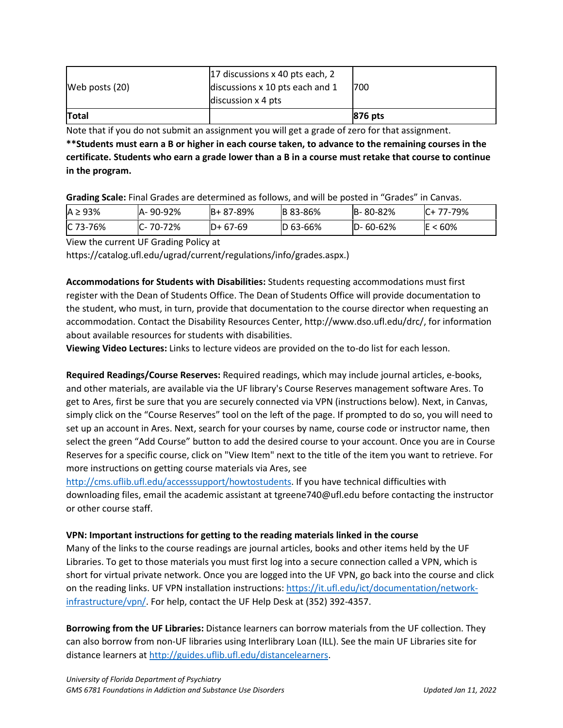| | | |
|---|---|---|
| Web posts (20) | 17 discussions x 40 pts each, 2 discussions x 10 pts each and 1 discussion x 4 pts | 700 |
| **Total** | | **876 pts** |

Note that if you do not submit an assignment you will get a grade of zero for that assignment.

****Students must earn a B or higher in each course taken, to advance to the remaining courses in the certificate. Students who earn a grade lower than a B in a course must retake that course to continue in the program.**

**Grading Scale:** Final Grades are determined as follows, and will be posted in "Grades" in Canvas.

| | | | | | |
|---|---|---|---|---|---|
| A ≥ 93% | A- 90-92% | B+ 87-89% | B 83-86% | B- 80-82% | C+ 77-79% |
| C 73-76% | C- 70-72% | D+ 67-69 | D 63-66% | D- 60-62% | E < 60% |

View the current UF Grading Policy at https://catalog.ufl.edu/ugrad/current/regulations/info/grades.aspx.)

**Accommodations for Students with Disabilities:** Students requesting accommodations must first register with the Dean of Students Office. The Dean of Students Office will provide documentation to the student, who must, in turn, provide that documentation to the course director when requesting an accommodation. Contact the Disability Resources Center, http://www.dso.ufl.edu/drc/, for information about available resources for students with disabilities.

**Viewing Video Lectures:** Links to lecture videos are provided on the to-do list for each lesson.

**Required Readings/Course Reserves:** Required readings, which may include journal articles, e-books, and other materials, are available via the UF library's Course Reserves management software Ares. To get to Ares, first be sure that you are securely connected via VPN (instructions below). Next, in Canvas, simply click on the "Course Reserves" tool on the left of the page. If prompted to do so, you will need to set up an account in Ares. Next, search for your courses by name, course code or instructor name, then select the green "Add Course" button to add the desired course to your account. Once you are in Course Reserves for a specific course, click on "View Item" next to the title of the item you want to retrieve. For more instructions on getting course materials via Ares, see http://cms.uflib.ufl.edu/accesssupport/howtostudents. If you have technical difficulties with downloading files, email the academic assistant at tgreene740@ufl.edu before contacting the instructor or other course staff.

**VPN: Important instructions for getting to the reading materials linked in the course**

Many of the links to the course readings are journal articles, books and other items held by the UF Libraries. To get to those materials you must first log into a secure connection called a VPN, which is short for virtual private network. Once you are logged into the UF VPN, go back into the course and click on the reading links. UF VPN installation instructions: https://it.ufl.edu/ict/documentation/network-infrastructure/vpn/. For help, contact the UF Help Desk at (352) 392-4357.

**Borrowing from the UF Libraries:** Distance learners can borrow materials from the UF collection. They can also borrow from non-UF libraries using Interlibrary Loan (ILL). See the main UF Libraries site for distance learners at http://guides.uflib.ufl.edu/distancelearners.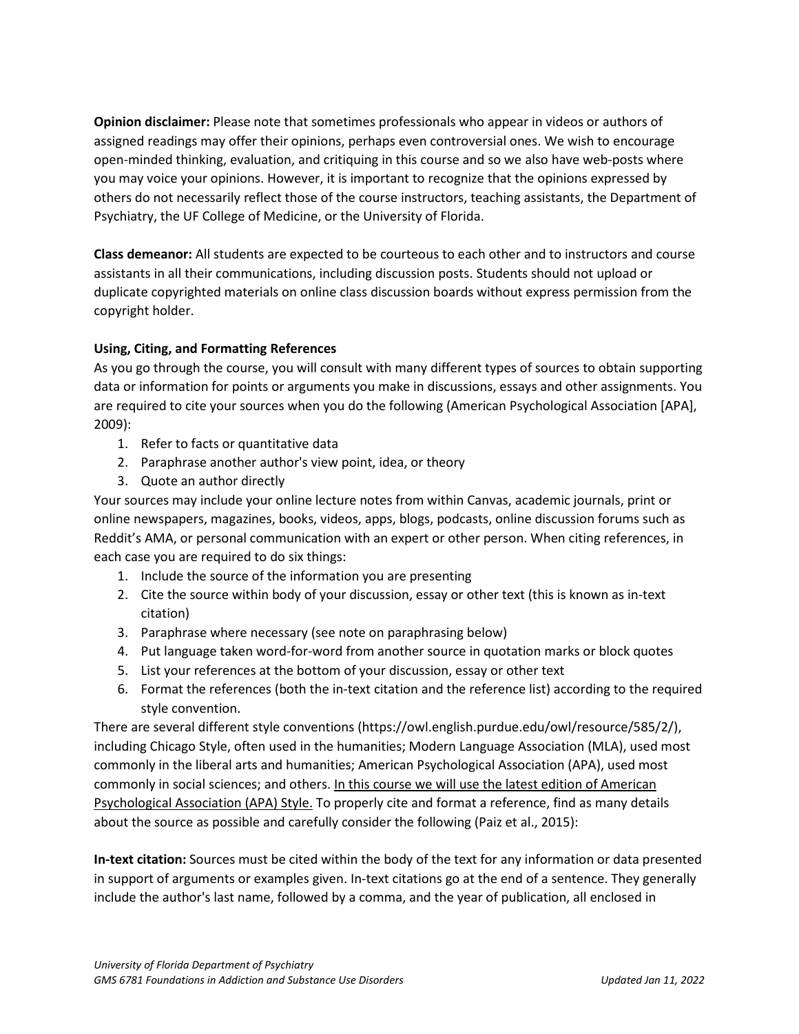**Opinion disclaimer:** Please note that sometimes professionals who appear in videos or authors of assigned readings may offer their opinions, perhaps even controversial ones. We wish to encourage open-minded thinking, evaluation, and critiquing in this course and so we also have web-posts where you may voice your opinions. However, it is important to recognize that the opinions expressed by others do not necessarily reflect those of the course instructors, teaching assistants, the Department of Psychiatry, the UF College of Medicine, or the University of Florida.

**Class demeanor:** All students are expected to be courteous to each other and to instructors and course assistants in all their communications, including discussion posts. Students should not upload or duplicate copyrighted materials on online class discussion boards without express permission from the copyright holder.

**Using, Citing, and Formatting References**

As you go through the course, you will consult with many different types of sources to obtain supporting data or information for points or arguments you make in discussions, essays and other assignments. You are required to cite your sources when you do the following (American Psychological Association [APA], 2009):

1. Refer to facts or quantitative data
2. Paraphrase another author's view point, idea, or theory
3. Quote an author directly

Your sources may include your online lecture notes from within Canvas, academic journals, print or online newspapers, magazines, books, videos, apps, blogs, podcasts, online discussion forums such as Reddit's AMA, or personal communication with an expert or other person. When citing references, in each case you are required to do six things:

1. Include the source of the information you are presenting
2. Cite the source within body of your discussion, essay or other text (this is known as in-text citation)
3. Paraphrase where necessary (see note on paraphrasing below)
4. Put language taken word-for-word from another source in quotation marks or block quotes
5. List your references at the bottom of your discussion, essay or other text
6. Format the references (both the in-text citation and the reference list) according to the required style convention.

There are several different style conventions (https://owl.english.purdue.edu/owl/resource/585/2/), including Chicago Style, often used in the humanities; Modern Language Association (MLA), used most commonly in the liberal arts and humanities; American Psychological Association (APA), used most commonly in social sciences; and others. <u>In this course we will use the latest edition of American Psychological Association (APA) Style.</u> To properly cite and format a reference, find as many details about the source as possible and carefully consider the following (Paiz et al., 2015):

**In-text citation:** Sources must be cited within the body of the text for any information or data presented in support of arguments or examples given. In-text citations go at the end of a sentence. They generally include the author's last name, followed by a comma, and the year of publication, all enclosed in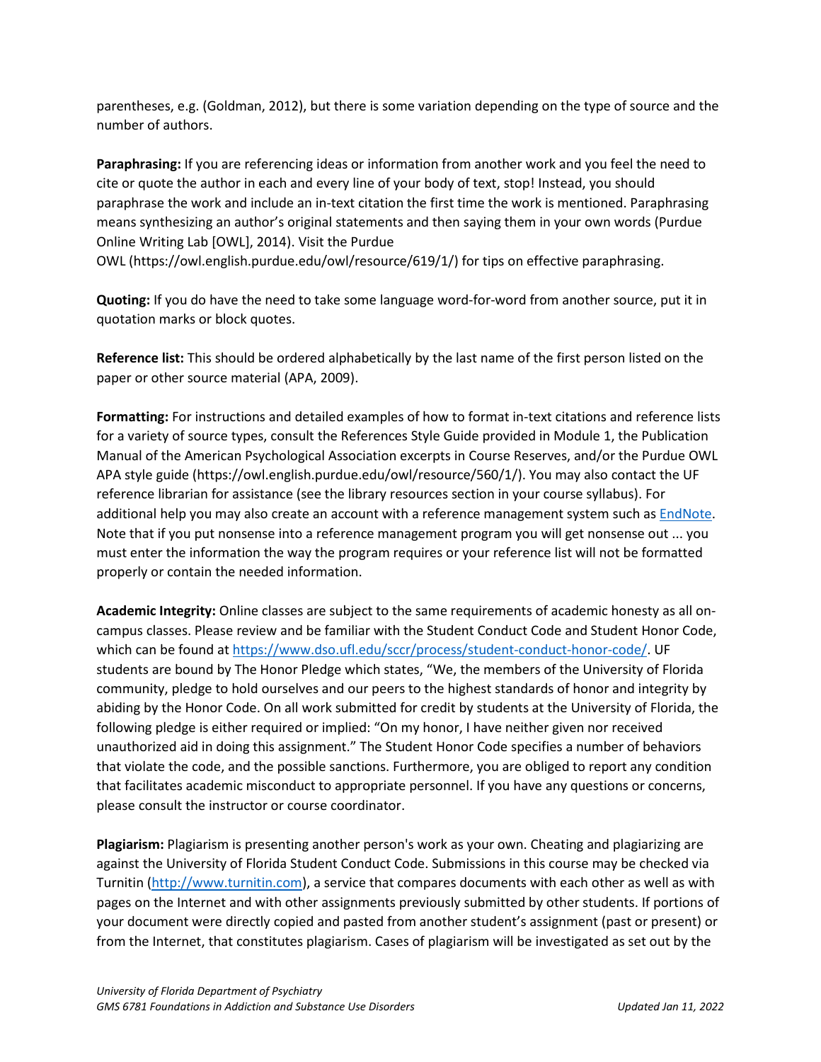parentheses, e.g. (Goldman, 2012), but there is some variation depending on the type of source and the number of authors.

**Paraphrasing:** If you are referencing ideas or information from another work and you feel the need to cite or quote the author in each and every line of your body of text, stop! Instead, you should paraphrase the work and include an in-text citation the first time the work is mentioned. Paraphrasing means synthesizing an author's original statements and then saying them in your own words (Purdue Online Writing Lab [OWL], 2014). Visit the Purdue OWL (https://owl.english.purdue.edu/owl/resource/619/1/) for tips on effective paraphrasing.

**Quoting:** If you do have the need to take some language word-for-word from another source, put it in quotation marks or block quotes.

**Reference list:** This should be ordered alphabetically by the last name of the first person listed on the paper or other source material (APA, 2009).

**Formatting:** For instructions and detailed examples of how to format in-text citations and reference lists for a variety of source types, consult the References Style Guide provided in Module 1, the Publication Manual of the American Psychological Association excerpts in Course Reserves, and/or the Purdue OWL APA style guide (https://owl.english.purdue.edu/owl/resource/560/1/). You may also contact the UF reference librarian for assistance (see the library resources section in your course syllabus). For additional help you may also create an account with a reference management system such as [EndNote](EndNote). Note that if you put nonsense into a reference management program you will get nonsense out ... you must enter the information the way the program requires or your reference list will not be formatted properly or contain the needed information.

**Academic Integrity:** Online classes are subject to the same requirements of academic honesty as all on-campus classes. Please review and be familiar with the Student Conduct Code and Student Honor Code, which can be found at [https://www.dso.ufl.edu/sccr/process/student-conduct-honor-code/](https://www.dso.ufl.edu/sccr/process/student-conduct-honor-code/). UF students are bound by The Honor Pledge which states, "We, the members of the University of Florida community, pledge to hold ourselves and our peers to the highest standards of honor and integrity by abiding by the Honor Code. On all work submitted for credit by students at the University of Florida, the following pledge is either required or implied: "On my honor, I have neither given nor received unauthorized aid in doing this assignment." The Student Honor Code specifies a number of behaviors that violate the code, and the possible sanctions. Furthermore, you are obliged to report any condition that facilitates academic misconduct to appropriate personnel. If you have any questions or concerns, please consult the instructor or course coordinator.

**Plagiarism:** Plagiarism is presenting another person's work as your own. Cheating and plagiarizing are against the University of Florida Student Conduct Code. Submissions in this course may be checked via Turnitin ([http://www.turnitin.com](http://www.turnitin.com)), a service that compares documents with each other as well as with pages on the Internet and with other assignments previously submitted by other students. If portions of your document were directly copied and pasted from another student's assignment (past or present) or from the Internet, that constitutes plagiarism. Cases of plagiarism will be investigated as set out by the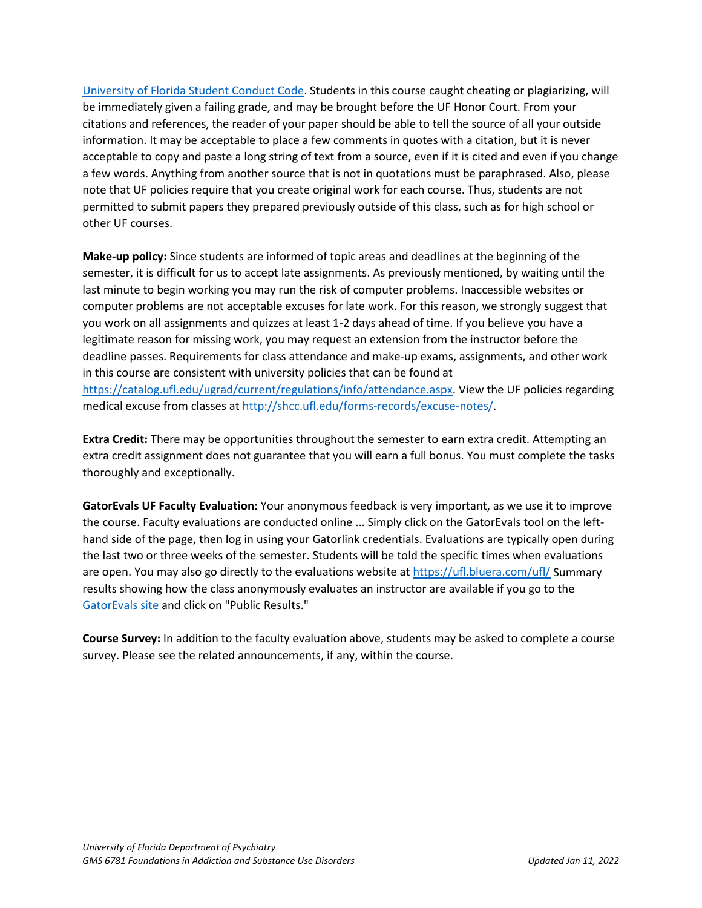[University of Florida Student Conduct Code](). Students in this course caught cheating or plagiarizing, will be immediately given a failing grade, and may be brought before the UF Honor Court. From your citations and references, the reader of your paper should be able to tell the source of all your outside information. It may be acceptable to place a few comments in quotes with a citation, but it is never acceptable to copy and paste a long string of text from a source, even if it is cited and even if you change a few words. Anything from another source that is not in quotations must be paraphrased. Also, please note that UF policies require that you create original work for each course. Thus, students are not permitted to submit papers they prepared previously outside of this class, such as for high school or other UF courses.

**Make-up policy:** Since students are informed of topic areas and deadlines at the beginning of the semester, it is difficult for us to accept late assignments. As previously mentioned, by waiting until the last minute to begin working you may run the risk of computer problems. Inaccessible websites or computer problems are not acceptable excuses for late work. For this reason, we strongly suggest that you work on all assignments and quizzes at least 1-2 days ahead of time. If you believe you have a legitimate reason for missing work, you may request an extension from the instructor before the deadline passes. Requirements for class attendance and make-up exams, assignments, and other work in this course are consistent with university policies that can be found at https://catalog.ufl.edu/ugrad/current/regulations/info/attendance.aspx. View the UF policies regarding medical excuse from classes at http://shcc.ufl.edu/forms-records/excuse-notes/.

**Extra Credit:** There may be opportunities throughout the semester to earn extra credit. Attempting an extra credit assignment does not guarantee that you will earn a full bonus. You must complete the tasks thoroughly and exceptionally.

**GatorEvals UF Faculty Evaluation:** Your anonymous feedback is very important, as we use it to improve the course. Faculty evaluations are conducted online ... Simply click on the GatorEvals tool on the left-hand side of the page, then log in using your Gatorlink credentials. Evaluations are typically open during the last two or three weeks of the semester. Students will be told the specific times when evaluations are open. You may also go directly to the evaluations website at https://ufl.bluera.com/ufl/ Summary results showing how the class anonymously evaluates an instructor are available if you go to the [GatorEvals site]() and click on "Public Results."

**Course Survey:** In addition to the faculty evaluation above, students may be asked to complete a course survey. Please see the related announcements, if any, within the course.